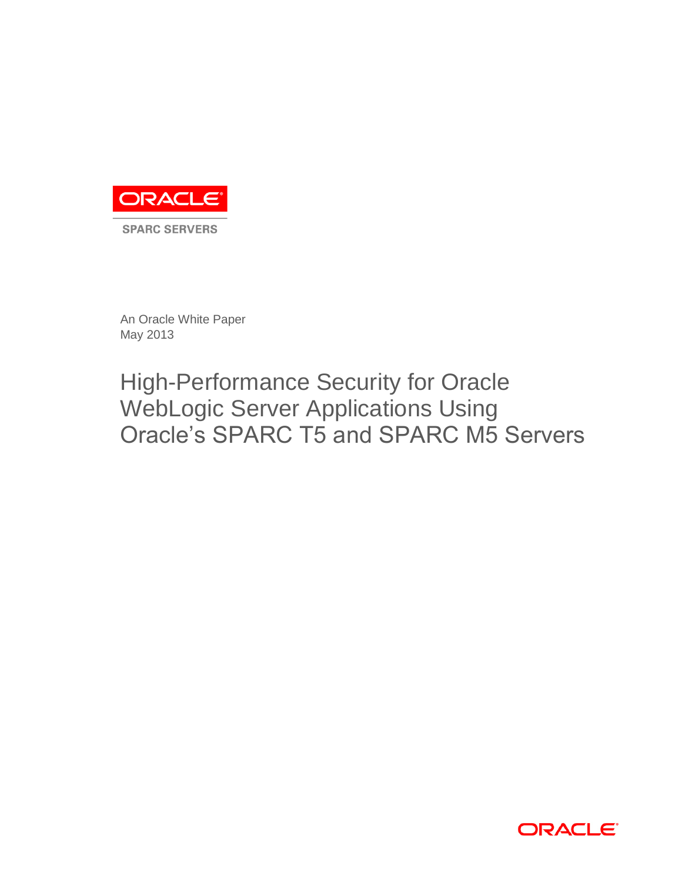ORACLE

SPARC SERVERS

An Oracle White Paper
May 2013

# High-Performance Security for Oracle WebLogic Server Applications Using Oracle's SPARC T5 and SPARC M5 Servers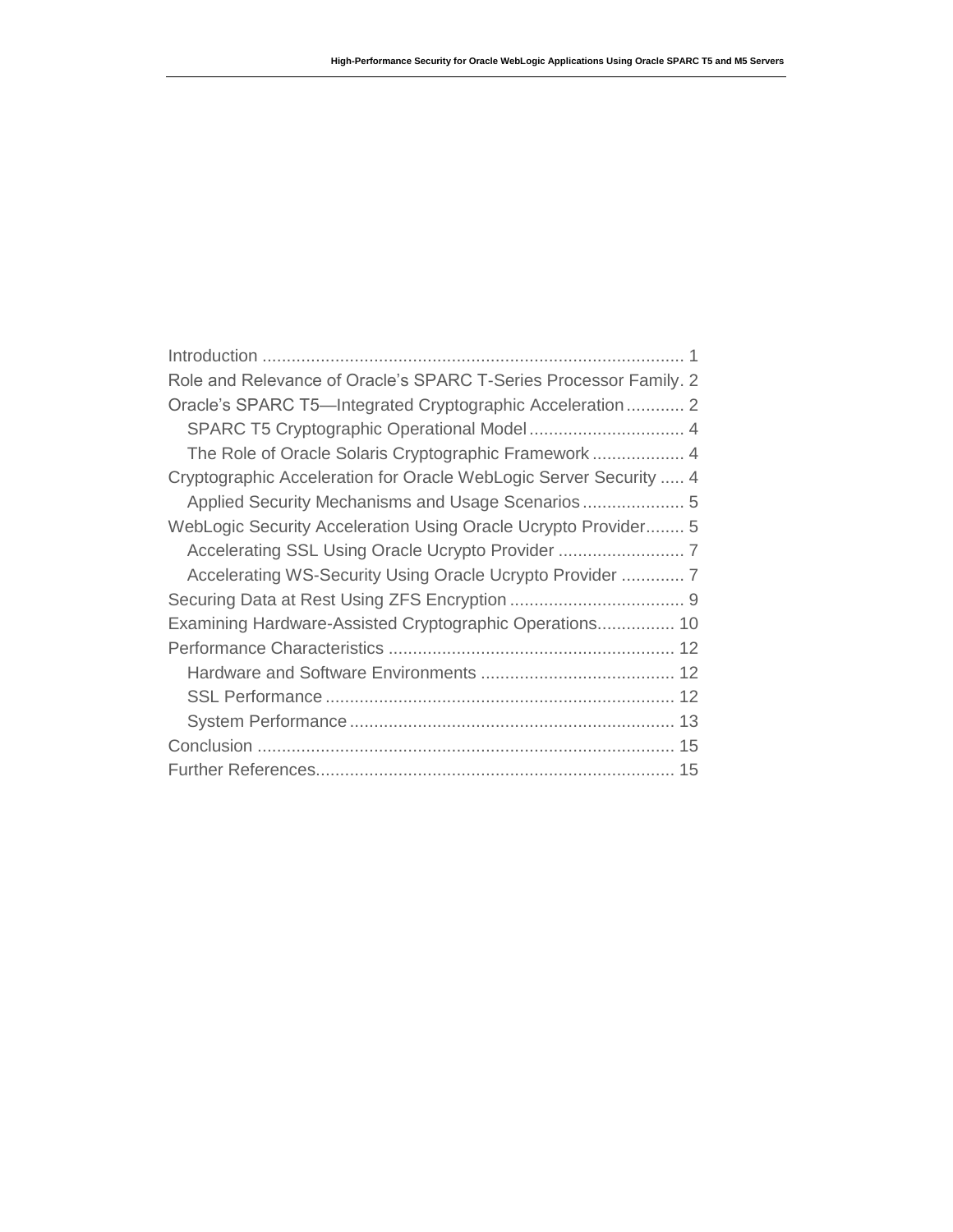Introduction ....................................................................................... 1
Role and Relevance of Oracle's SPARC T-Series Processor Family. 2
Oracle's SPARC T5—Integrated Cryptographic Acceleration ............ 2
  SPARC T5 Cryptographic Operational Model ................................ 4
  The Role of Oracle Solaris Cryptographic Framework ................... 4
Cryptographic Acceleration for Oracle WebLogic Server Security ..... 4
  Applied Security Mechanisms and Usage Scenarios ..................... 5
WebLogic Security Acceleration Using Oracle Ucrypto Provider........ 5
  Accelerating SSL Using Oracle Ucrypto Provider .......................... 7
  Accelerating WS-Security Using Oracle Ucrypto Provider ............. 7
Securing Data at Rest Using ZFS Encryption .................................... 9
Examining Hardware-Assisted Cryptographic Operations................ 10
Performance Characteristics ........................................................... 12
  Hardware and Software Environments ........................................ 12
  SSL Performance ....................................................................... 12
  System Performance .................................................................. 13
Conclusion ..................................................................................... 15
Further References.......................................................................... 15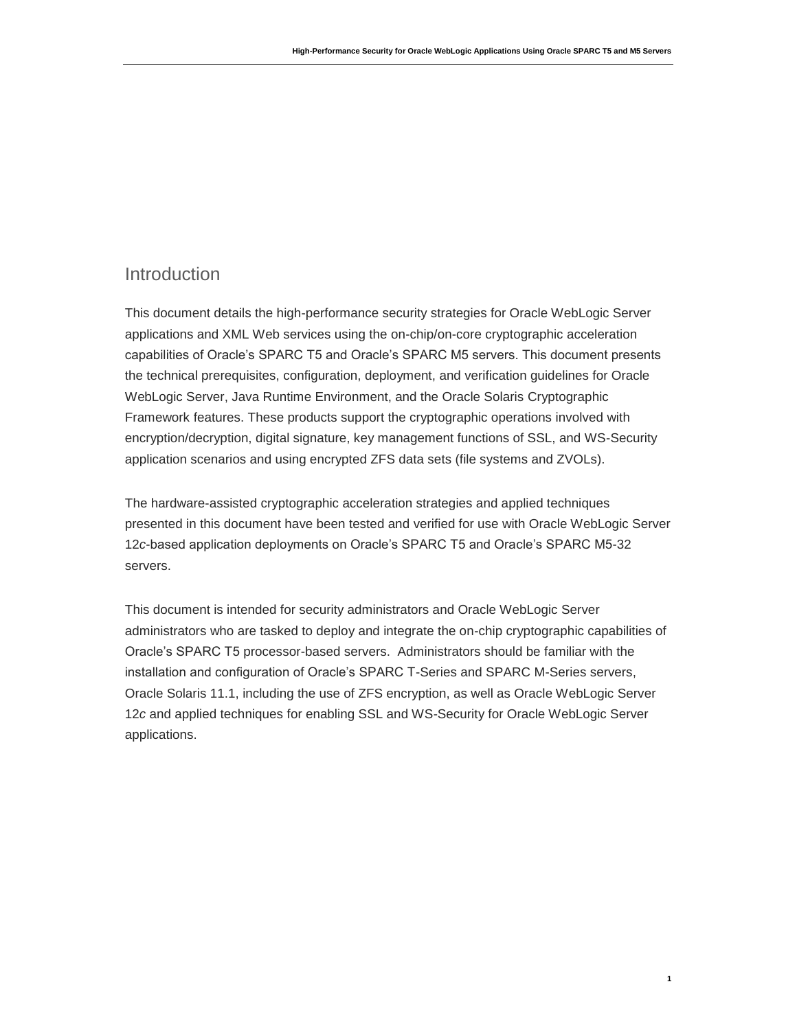## Introduction

This document details the high-performance security strategies for Oracle WebLogic Server applications and XML Web services using the on-chip/on-core cryptographic acceleration capabilities of Oracle's SPARC T5 and Oracle's SPARC M5 servers. This document presents the technical prerequisites, configuration, deployment, and verification guidelines for Oracle WebLogic Server, Java Runtime Environment, and the Oracle Solaris Cryptographic Framework features. These products support the cryptographic operations involved with encryption/decryption, digital signature, key management functions of SSL, and WS-Security application scenarios and using encrypted ZFS data sets (file systems and ZVOLs).

The hardware-assisted cryptographic acceleration strategies and applied techniques presented in this document have been tested and verified for use with Oracle WebLogic Server 12*c*-based application deployments on Oracle's SPARC T5 and Oracle's SPARC M5-32 servers.

This document is intended for security administrators and Oracle WebLogic Server administrators who are tasked to deploy and integrate the on-chip cryptographic capabilities of Oracle's SPARC T5 processor-based servers. Administrators should be familiar with the installation and configuration of Oracle's SPARC T-Series and SPARC M-Series servers, Oracle Solaris 11.1, including the use of ZFS encryption, as well as Oracle WebLogic Server 12*c* and applied techniques for enabling SSL and WS-Security for Oracle WebLogic Server applications.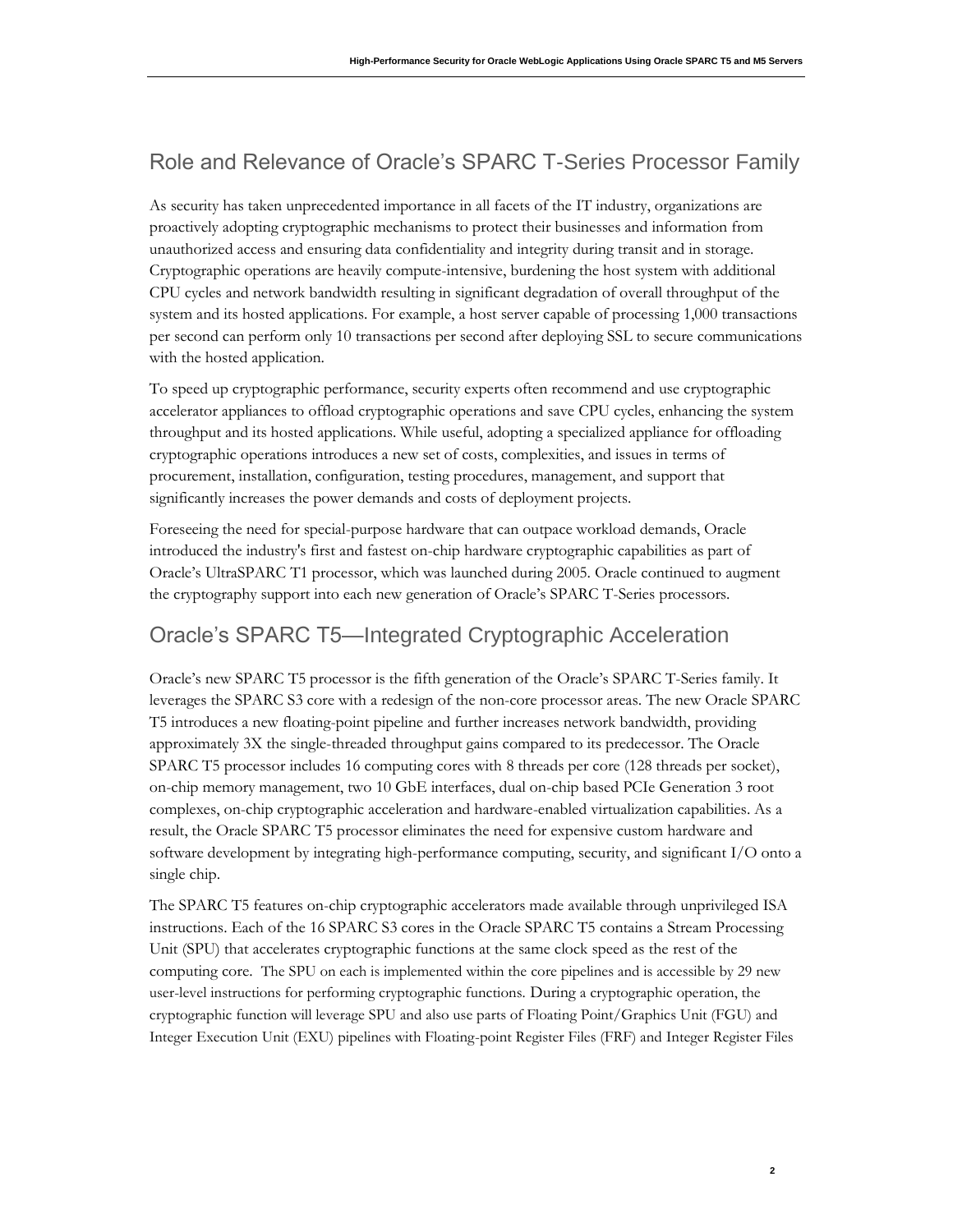## Role and Relevance of Oracle's SPARC T-Series Processor Family

As security has taken unprecedented importance in all facets of the IT industry, organizations are proactively adopting cryptographic mechanisms to protect their businesses and information from unauthorized access and ensuring data confidentiality and integrity during transit and in storage. Cryptographic operations are heavily compute-intensive, burdening the host system with additional CPU cycles and network bandwidth resulting in significant degradation of overall throughput of the system and its hosted applications. For example, a host server capable of processing 1,000 transactions per second can perform only 10 transactions per second after deploying SSL to secure communications with the hosted application.

To speed up cryptographic performance, security experts often recommend and use cryptographic accelerator appliances to offload cryptographic operations and save CPU cycles, enhancing the system throughput and its hosted applications. While useful, adopting a specialized appliance for offloading cryptographic operations introduces a new set of costs, complexities, and issues in terms of procurement, installation, configuration, testing procedures, management, and support that significantly increases the power demands and costs of deployment projects.

Foreseeing the need for special-purpose hardware that can outpace workload demands, Oracle introduced the industry's first and fastest on-chip hardware cryptographic capabilities as part of Oracle's UltraSPARC T1 processor, which was launched during 2005. Oracle continued to augment the cryptography support into each new generation of Oracle's SPARC T-Series processors.

## Oracle's SPARC T5—Integrated Cryptographic Acceleration

Oracle's new SPARC T5 processor is the fifth generation of the Oracle's SPARC T-Series family. It leverages the SPARC S3 core with a redesign of the non-core processor areas. The new Oracle SPARC T5 introduces a new floating-point pipeline and further increases network bandwidth, providing approximately 3X the single-threaded throughput gains compared to its predecessor. The Oracle SPARC T5 processor includes 16 computing cores with 8 threads per core (128 threads per socket), on-chip memory management, two 10 GbE interfaces, dual on-chip based PCIe Generation 3 root complexes, on-chip cryptographic acceleration and hardware-enabled virtualization capabilities. As a result, the Oracle SPARC T5 processor eliminates the need for expensive custom hardware and software development by integrating high-performance computing, security, and significant I/O onto a single chip.

The SPARC T5 features on-chip cryptographic accelerators made available through unprivileged ISA instructions. Each of the 16 SPARC S3 cores in the Oracle SPARC T5 contains a Stream Processing Unit (SPU) that accelerates cryptographic functions at the same clock speed as the rest of the computing core. The SPU on each is implemented within the core pipelines and is accessible by 29 new user-level instructions for performing cryptographic functions. During a cryptographic operation, the cryptographic function will leverage SPU and also use parts of Floating Point/Graphics Unit (FGU) and Integer Execution Unit (EXU) pipelines with Floating-point Register Files (FRF) and Integer Register Files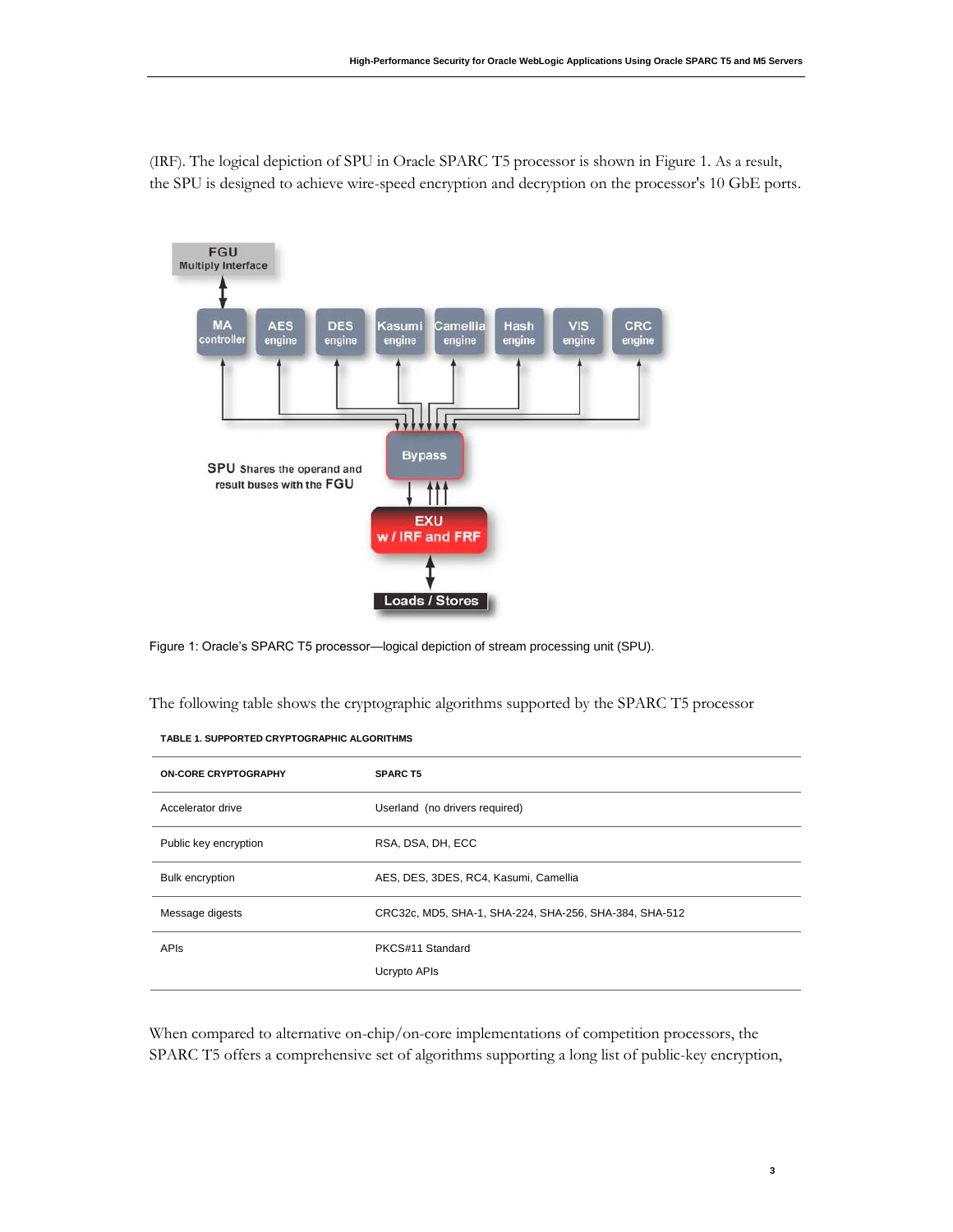(IRF). The logical depiction of SPU in Oracle SPARC T5 processor is shown in Figure 1. As a result, the SPU is designed to achieve wire-speed encryption and decryption on the processor's 10 GbE ports.

Figure 1: Oracle's SPARC T5 processor—logical depiction of stream processing unit (SPU).

The following table shows the cryptographic algorithms supported by the SPARC T5 processor

**TABLE 1. SUPPORTED CRYPTOGRAPHIC ALGORITHMS**

| ON-CORE CRYPTOGRAPHY | SPARC T5 |
|---|---|
| Accelerator drive | Userland (no drivers required) |
| Public key encryption | RSA, DSA, DH, ECC |
| Bulk encryption | AES, DES, 3DES, RC4, Kasumi, Camellia |
| Message digests | CRC32c, MD5, SHA-1, SHA-224, SHA-256, SHA-384, SHA-512 |
| APIs | PKCS#11 Standard<br>Ucrypto APIs |

When compared to alternative on-chip/on-core implementations of competition processors, the SPARC T5 offers a comprehensive set of algorithms supporting a long list of public-key encryption,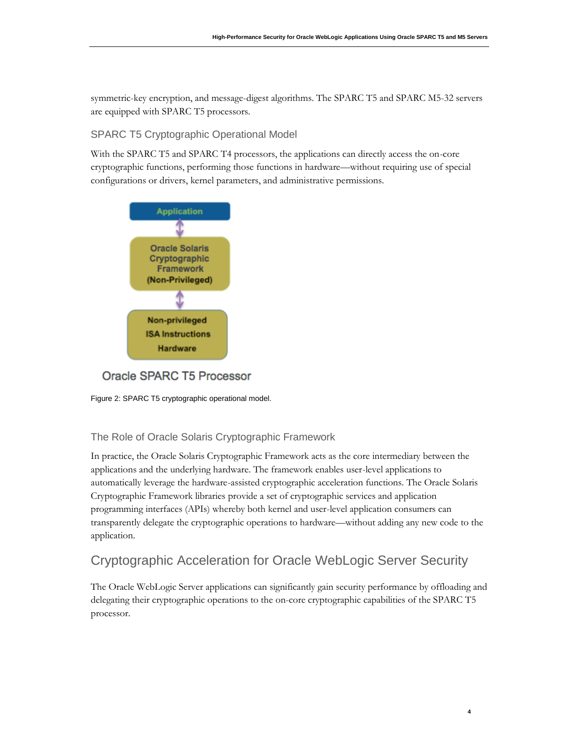symmetric-key encryption, and message-digest algorithms. The SPARC T5 and SPARC M5-32 servers are equipped with SPARC T5 processors.

### SPARC T5 Cryptographic Operational Model

With the SPARC T5 and SPARC T4 processors, the applications can directly access the on-core cryptographic functions, performing those functions in hardware—without requiring use of special configurations or drivers, kernel parameters, and administrative permissions.

Application

Oracle Solaris Cryptographic Framework (Non-Privileged)

Non-privileged ISA Instructions Hardware

Oracle SPARC T5 Processor

Figure 2: SPARC T5 cryptographic operational model.

### The Role of Oracle Solaris Cryptographic Framework

In practice, the Oracle Solaris Cryptographic Framework acts as the core intermediary between the applications and the underlying hardware. The framework enables user-level applications to automatically leverage the hardware-assisted cryptographic acceleration functions. The Oracle Solaris Cryptographic Framework libraries provide a set of cryptographic services and application programming interfaces (APIs) whereby both kernel and user-level application consumers can transparently delegate the cryptographic operations to hardware—without adding any new code to the application.

## Cryptographic Acceleration for Oracle WebLogic Server Security

The Oracle WebLogic Server applications can significantly gain security performance by offloading and delegating their cryptographic operations to the on-core cryptographic capabilities of the SPARC T5 processor.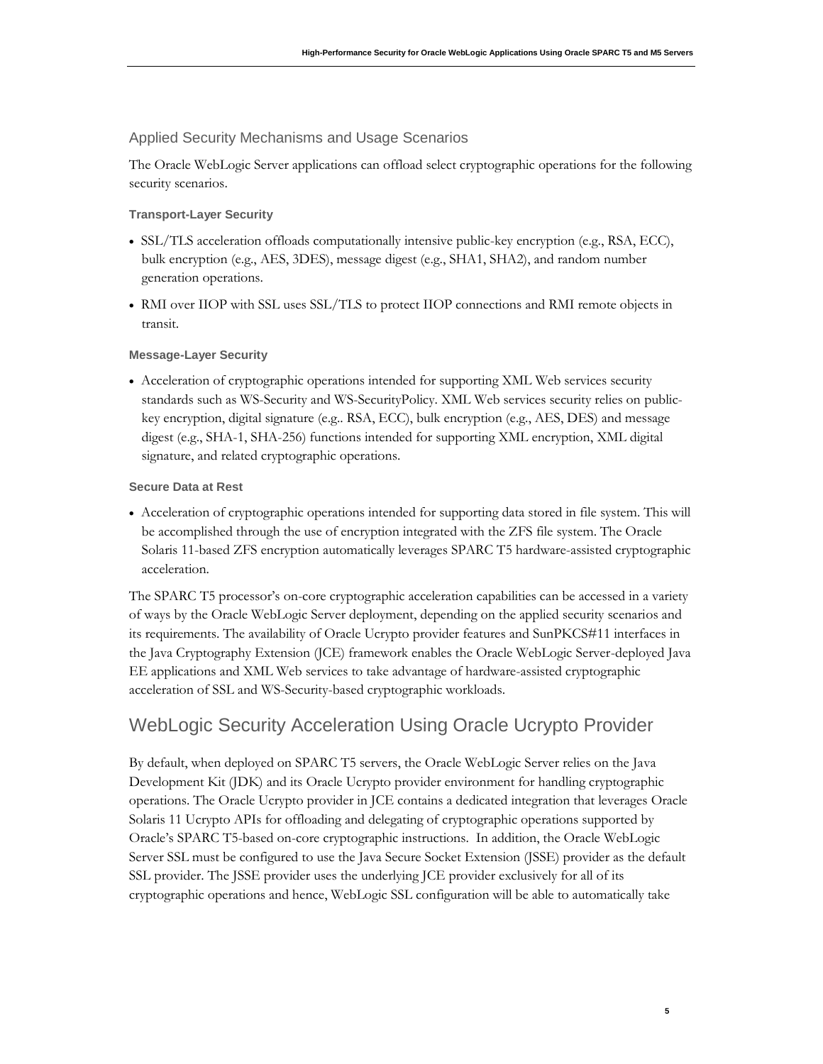### Applied Security Mechanisms and Usage Scenarios

The Oracle WebLogic Server applications can offload select cryptographic operations for the following security scenarios.

#### Transport-Layer Security

- SSL/TLS acceleration offloads computationally intensive public-key encryption (e.g., RSA, ECC), bulk encryption (e.g., AES, 3DES), message digest (e.g., SHA1, SHA2), and random number generation operations.
- RMI over IIOP with SSL uses SSL/TLS to protect IIOP connections and RMI remote objects in transit.

#### Message-Layer Security

- Acceleration of cryptographic operations intended for supporting XML Web services security standards such as WS-Security and WS-SecurityPolicy. XML Web services security relies on public-key encryption, digital signature (e.g.. RSA, ECC), bulk encryption (e.g., AES, DES) and message digest (e.g., SHA-1, SHA-256) functions intended for supporting XML encryption, XML digital signature, and related cryptographic operations.

#### Secure Data at Rest

- Acceleration of cryptographic operations intended for supporting data stored in file system. This will be accomplished through the use of encryption integrated with the ZFS file system. The Oracle Solaris 11-based ZFS encryption automatically leverages SPARC T5 hardware-assisted cryptographic acceleration.

The SPARC T5 processor's on-core cryptographic acceleration capabilities can be accessed in a variety of ways by the Oracle WebLogic Server deployment, depending on the applied security scenarios and its requirements. The availability of Oracle Ucrypto provider features and SunPKCS#11 interfaces in the Java Cryptography Extension (JCE) framework enables the Oracle WebLogic Server-deployed Java EE applications and XML Web services to take advantage of hardware-assisted cryptographic acceleration of SSL and WS-Security-based cryptographic workloads.

## WebLogic Security Acceleration Using Oracle Ucrypto Provider

By default, when deployed on SPARC T5 servers, the Oracle WebLogic Server relies on the Java Development Kit (JDK) and its Oracle Ucrypto provider environment for handling cryptographic operations. The Oracle Ucrypto provider in JCE contains a dedicated integration that leverages Oracle Solaris 11 Ucrypto APIs for offloading and delegating of cryptographic operations supported by Oracle's SPARC T5-based on-core cryptographic instructions. In addition, the Oracle WebLogic Server SSL must be configured to use the Java Secure Socket Extension (JSSE) provider as the default SSL provider. The JSSE provider uses the underlying JCE provider exclusively for all of its cryptographic operations and hence, WebLogic SSL configuration will be able to automatically take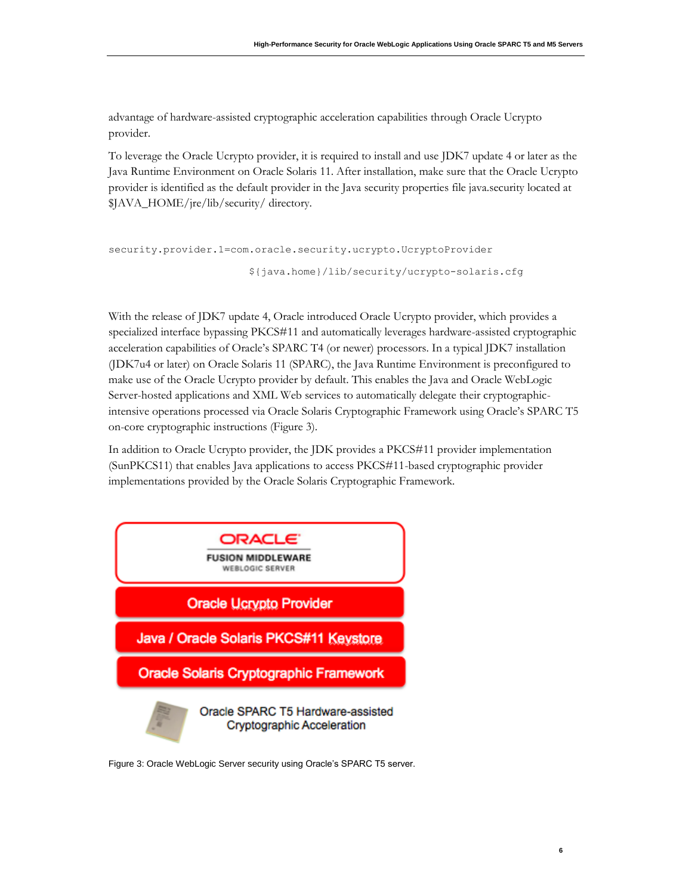advantage of hardware-assisted cryptographic acceleration capabilities through Oracle Ucrypto provider.

To leverage the Oracle Ucrypto provider, it is required to install and use JDK7 update 4 or later as the Java Runtime Environment on Oracle Solaris 11. After installation, make sure that the Oracle Ucrypto provider is identified as the default provider in the Java security properties file java.security located at $JAVA_HOME/jre/lib/security/ directory.

```
security.provider.1=com.oracle.security.ucrypto.UcryptoProvider
                         ${java.home}/lib/security/ucrypto-solaris.cfg
```

With the release of JDK7 update 4, Oracle introduced Oracle Ucrypto provider, which provides a specialized interface bypassing PKCS#11 and automatically leverages hardware-assisted cryptographic acceleration capabilities of Oracle's SPARC T4 (or newer) processors. In a typical JDK7 installation (JDK7u4 or later) on Oracle Solaris 11 (SPARC), the Java Runtime Environment is preconfigured to make use of the Oracle Ucrypto provider by default. This enables the Java and Oracle WebLogic Server-hosted applications and XML Web services to automatically delegate their cryptographic-intensive operations processed via Oracle Solaris Cryptographic Framework using Oracle's SPARC T5 on-core cryptographic instructions (Figure 3).

In addition to Oracle Ucrypto provider, the JDK provides a PKCS#11 provider implementation (SunPKCS11) that enables Java applications to access PKCS#11-based cryptographic provider implementations provided by the Oracle Solaris Cryptographic Framework.

ORACLE FUSION MIDDLEWARE WEBLOGIC SERVER

Oracle Ucrypto Provider

Java / Oracle Solaris PKCS#11 Keystore

Oracle Solaris Cryptographic Framework

Oracle SPARC T5 Hardware-assisted Cryptographic Acceleration

Figure 3: Oracle WebLogic Server security using Oracle's SPARC T5 server.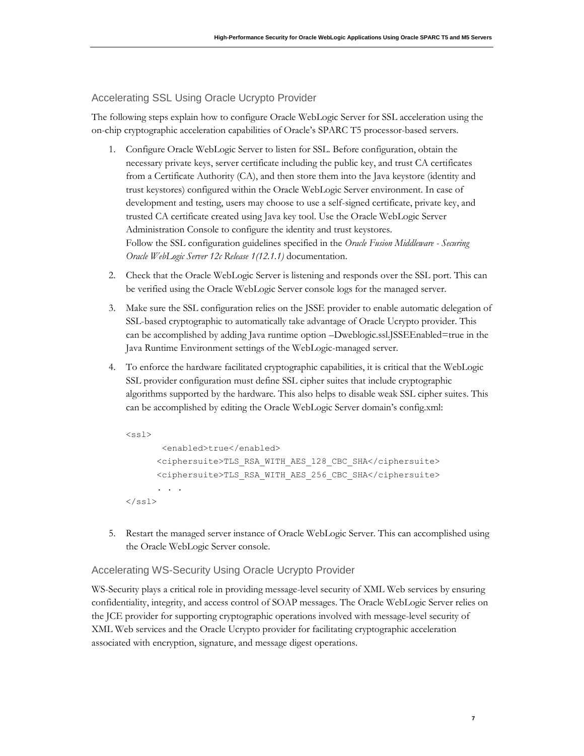## Accelerating SSL Using Oracle Ucrypto Provider

The following steps explain how to configure Oracle WebLogic Server for SSL acceleration using the on-chip cryptographic acceleration capabilities of Oracle's SPARC T5 processor-based servers.

1. Configure Oracle WebLogic Server to listen for SSL. Before configuration, obtain the necessary private keys, server certificate including the public key, and trust CA certificates from a Certificate Authority (CA), and then store them into the Java keystore (identity and trust keystores) configured within the Oracle WebLogic Server environment. In case of development and testing, users may choose to use a self-signed certificate, private key, and trusted CA certificate created using Java key tool. Use the Oracle WebLogic Server Administration Console to configure the identity and trust keystores.
   Follow the SSL configuration guidelines specified in the *Oracle Fusion Middleware - Securing Oracle WebLogic Server 12c Release 1(12.1.1)* documentation.

2. Check that the Oracle WebLogic Server is listening and responds over the SSL port. This can be verified using the Oracle WebLogic Server console logs for the managed server.

3. Make sure the SSL configuration relies on the JSSE provider to enable automatic delegation of SSL-based cryptographic to automatically take advantage of Oracle Ucrypto provider. This can be accomplished by adding Java runtime option –Dweblogic.ssl.JSSEEnabled=true in the Java Runtime Environment settings of the WebLogic-managed server.

4. To enforce the hardware facilitated cryptographic capabilities, it is critical that the WebLogic SSL provider configuration must define SSL cipher suites that include cryptographic algorithms supported by the hardware. This also helps to disable weak SSL cipher suites. This can be accomplished by editing the Oracle WebLogic Server domain's config.xml:

```
<ssl>
       <enabled>true</enabled>
      <ciphersuite>TLS_RSA_WITH_AES_128_CBC_SHA</ciphersuite>
      <ciphersuite>TLS_RSA_WITH_AES_256_CBC_SHA</ciphersuite>
      . . .
</ssl>
```

5. Restart the managed server instance of Oracle WebLogic Server. This can accomplished using the Oracle WebLogic Server console.

## Accelerating WS-Security Using Oracle Ucrypto Provider

WS-Security plays a critical role in providing message-level security of XML Web services by ensuring confidentiality, integrity, and access control of SOAP messages. The Oracle WebLogic Server relies on the JCE provider for supporting cryptographic operations involved with message-level security of XML Web services and the Oracle Ucrypto provider for facilitating cryptographic acceleration associated with encryption, signature, and message digest operations.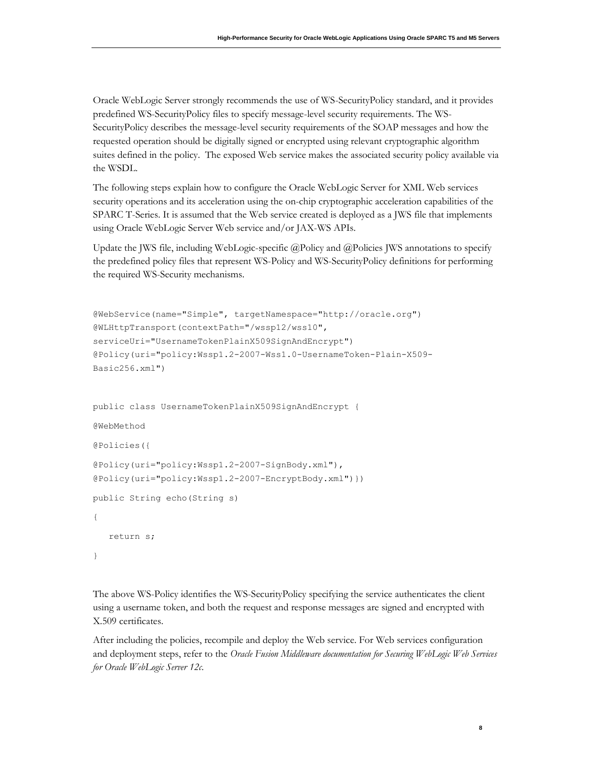Oracle WebLogic Server strongly recommends the use of WS-SecurityPolicy standard, and it provides predefined WS-SecurityPolicy files to specify message-level security requirements. The WS-SecurityPolicy describes the message-level security requirements of the SOAP messages and how the requested operation should be digitally signed or encrypted using relevant cryptographic algorithm suites defined in the policy. The exposed Web service makes the associated security policy available via the WSDL.

The following steps explain how to configure the Oracle WebLogic Server for XML Web services security operations and its acceleration using the on-chip cryptographic acceleration capabilities of the SPARC T-Series. It is assumed that the Web service created is deployed as a JWS file that implements using Oracle WebLogic Server Web service and/or JAX-WS APIs.

Update the JWS file, including WebLogic-specific @Policy and @Policies JWS annotations to specify the predefined policy files that represent WS-Policy and WS-SecurityPolicy definitions for performing the required WS-Security mechanisms.

```
@WebService(name="Simple", targetNamespace="http://oracle.org")
@WLHttpTransport(contextPath="/wssp12/wss10",
serviceUri="UsernameTokenPlainX509SignAndEncrypt")
@Policy(uri="policy:Wssp1.2-2007-Wss1.0-UsernameToken-Plain-X509-
Basic256.xml")

public class UsernameTokenPlainX509SignAndEncrypt {
@WebMethod
@Policies({
@Policy(uri="policy:Wssp1.2-2007-SignBody.xml"),
@Policy(uri="policy:Wssp1.2-2007-EncryptBody.xml")})
public String echo(String s)
{
   return s;
}
```

The above WS-Policy identifies the WS-SecurityPolicy specifying the service authenticates the client using a username token, and both the request and response messages are signed and encrypted with X.509 certificates.

After including the policies, recompile and deploy the Web service. For Web services configuration and deployment steps, refer to the *Oracle Fusion Middleware documentation for Securing WebLogic Web Services for Oracle WebLogic Server 12c.*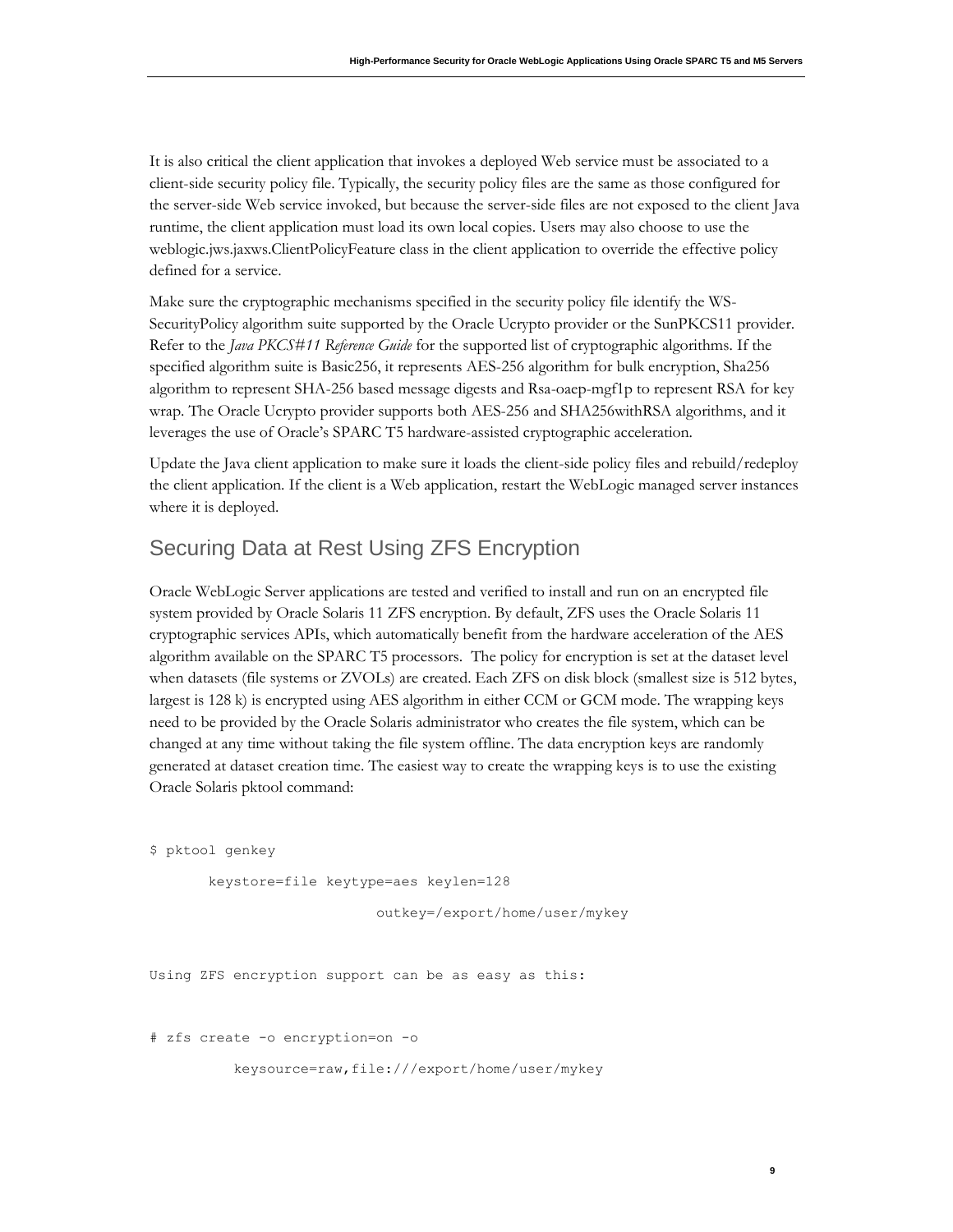It is also critical the client application that invokes a deployed Web service must be associated to a client-side security policy file. Typically, the security policy files are the same as those configured for the server-side Web service invoked, but because the server-side files are not exposed to the client Java runtime, the client application must load its own local copies. Users may also choose to use the weblogic.jws.jaxws.ClientPolicyFeature class in the client application to override the effective policy defined for a service.

Make sure the cryptographic mechanisms specified in the security policy file identify the WS-SecurityPolicy algorithm suite supported by the Oracle Ucrypto provider or the SunPKCS11 provider. Refer to the *Java PKCS#11 Reference Guide* for the supported list of cryptographic algorithms. If the specified algorithm suite is Basic256, it represents AES-256 algorithm for bulk encryption, Sha256 algorithm to represent SHA-256 based message digests and Rsa-oaep-mgf1p to represent RSA for key wrap. The Oracle Ucrypto provider supports both AES-256 and SHA256withRSA algorithms, and it leverages the use of Oracle's SPARC T5 hardware-assisted cryptographic acceleration.

Update the Java client application to make sure it loads the client-side policy files and rebuild/redeploy the client application. If the client is a Web application, restart the WebLogic managed server instances where it is deployed.

## Securing Data at Rest Using ZFS Encryption

Oracle WebLogic Server applications are tested and verified to install and run on an encrypted file system provided by Oracle Solaris 11 ZFS encryption. By default, ZFS uses the Oracle Solaris 11 cryptographic services APIs, which automatically benefit from the hardware acceleration of the AES algorithm available on the SPARC T5 processors. The policy for encryption is set at the dataset level when datasets (file systems or ZVOLs) are created. Each ZFS on disk block (smallest size is 512 bytes, largest is 128 k) is encrypted using AES algorithm in either CCM or GCM mode. The wrapping keys need to be provided by the Oracle Solaris administrator who creates the file system, which can be changed at any time without taking the file system offline. The data encryption keys are randomly generated at dataset creation time. The easiest way to create the wrapping keys is to use the existing Oracle Solaris pktool command:

```
$ pktool genkey
       keystore=file keytype=aes keylen=128
                            outkey=/export/home/user/mykey
```

Using ZFS encryption support can be as easy as this:

```
# zfs create -o encryption=on -o
           keysource=raw,file:///export/home/user/mykey
```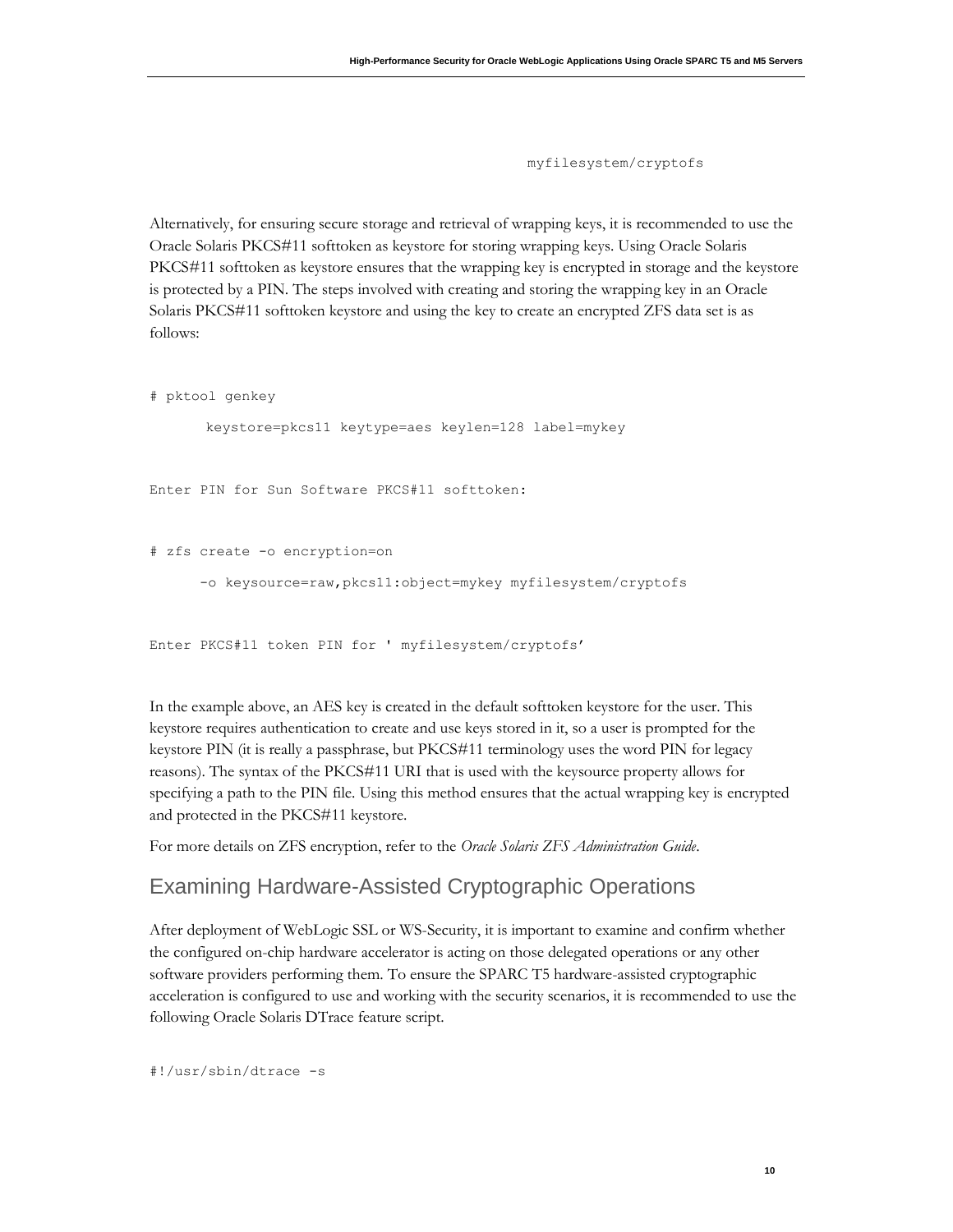```
            myfilesystem/cryptofs
```

Alternatively, for ensuring secure storage and retrieval of wrapping keys, it is recommended to use the Oracle Solaris PKCS#11 softtoken as keystore for storing wrapping keys. Using Oracle Solaris PKCS#11 softtoken as keystore ensures that the wrapping key is encrypted in storage and the keystore is protected by a PIN. The steps involved with creating and storing the wrapping key in an Oracle Solaris PKCS#11 softtoken keystore and using the key to create an encrypted ZFS data set is as follows:

```
# pktool genkey

       keystore=pkcs11 keytype=aes keylen=128 label=mykey


Enter PIN for Sun Software PKCS#11 softtoken:


# zfs create -o encryption=on

      -o keysource=raw,pkcs11:object=mykey myfilesystem/cryptofs


Enter PKCS#11 token PIN for ' myfilesystem/cryptofs'
```

In the example above, an AES key is created in the default softtoken keystore for the user. This keystore requires authentication to create and use keys stored in it, so a user is prompted for the keystore PIN (it is really a passphrase, but PKCS#11 terminology uses the word PIN for legacy reasons). The syntax of the PKCS#11 URI that is used with the keysource property allows for specifying a path to the PIN file. Using this method ensures that the actual wrapping key is encrypted and protected in the PKCS#11 keystore.

For more details on ZFS encryption, refer to the *Oracle Solaris ZFS Administration Guide*.

## Examining Hardware-Assisted Cryptographic Operations

After deployment of WebLogic SSL or WS-Security, it is important to examine and confirm whether the configured on-chip hardware accelerator is acting on those delegated operations or any other software providers performing them. To ensure the SPARC T5 hardware-assisted cryptographic acceleration is configured to use and working with the security scenarios, it is recommended to use the following Oracle Solaris DTrace feature script.

```
#!/usr/sbin/dtrace -s
```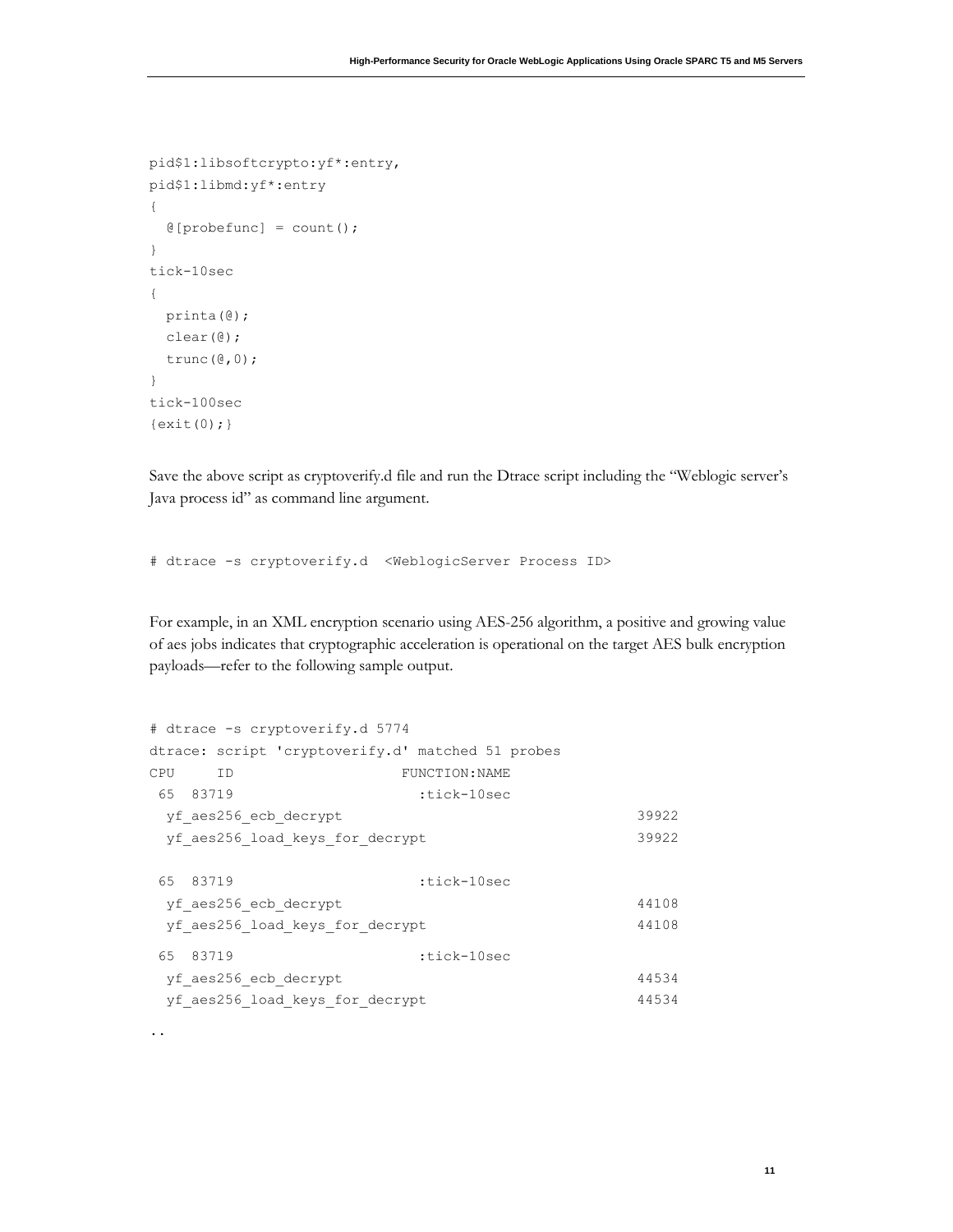```
pid$1:libsoftcrypto:yf*:entry,
pid$1:libmd:yf*:entry
{
  @[probefunc] = count();
}
tick-10sec
{
  printa(@);
  clear(@);
  trunc(@,0);
}
tick-100sec
{exit(0);}
```

Save the above script as cryptoverify.d file and run the Dtrace script including the "Weblogic server's Java process id" as command line argument.

```
# dtrace -s cryptoverify.d  <WeblogicServer Process ID>
```

For example, in an XML encryption scenario using AES-256 algorithm, a positive and growing value of aes jobs indicates that cryptographic acceleration is operational on the target AES bulk encryption payloads—refer to the following sample output.

```
# dtrace -s cryptoverify.d 5774
dtrace: script 'cryptoverify.d' matched 51 probes
CPU     ID                    FUNCTION:NAME
 65  83719                      :tick-10sec
  yf_aes256_ecb_decrypt                                       39922
  yf_aes256_load_keys_for_decrypt                             39922

 65  83719                      :tick-10sec
  yf_aes256_ecb_decrypt                                       44108
  yf_aes256_load_keys_for_decrypt                             44108
 65  83719                      :tick-10sec
  yf_aes256_ecb_decrypt                                       44534
  yf_aes256_load_keys_for_decrypt                             44534
..
```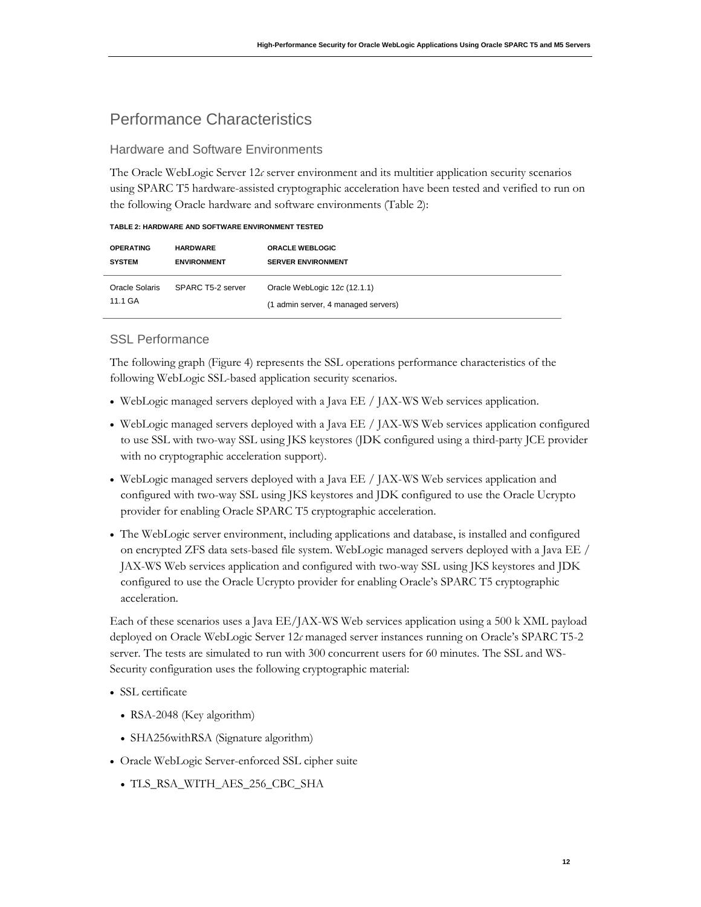# Performance Characteristics

## Hardware and Software Environments

The Oracle WebLogic Server 12*c* server environment and its multitier application security scenarios using SPARC T5 hardware-assisted cryptographic acceleration have been tested and verified to run on the following Oracle hardware and software environments (Table 2):

**TABLE 2: HARDWARE AND SOFTWARE ENVIRONMENT TESTED**

| OPERATING SYSTEM | HARDWARE ENVIRONMENT | ORACLE WEBLOGIC SERVER ENVIRONMENT |
|---|---|---|
| Oracle Solaris 11.1 GA | SPARC T5-2 server | Oracle WebLogic 12*c* (12.1.1) (1 admin server, 4 managed servers) |

## SSL Performance

The following graph (Figure 4) represents the SSL operations performance characteristics of the following WebLogic SSL-based application security scenarios.

- WebLogic managed servers deployed with a Java EE / JAX-WS Web services application.
- WebLogic managed servers deployed with a Java EE / JAX-WS Web services application configured to use SSL with two-way SSL using JKS keystores (JDK configured using a third-party JCE provider with no cryptographic acceleration support).
- WebLogic managed servers deployed with a Java EE / JAX-WS Web services application and configured with two-way SSL using JKS keystores and JDK configured to use the Oracle Ucrypto provider for enabling Oracle SPARC T5 cryptographic acceleration.
- The WebLogic server environment, including applications and database, is installed and configured on encrypted ZFS data sets-based file system. WebLogic managed servers deployed with a Java EE / JAX-WS Web services application and configured with two-way SSL using JKS keystores and JDK configured to use the Oracle Ucrypto provider for enabling Oracle's SPARC T5 cryptographic acceleration.

Each of these scenarios uses a Java EE/JAX-WS Web services application using a 500 k XML payload deployed on Oracle WebLogic Server 12*c* managed server instances running on Oracle's SPARC T5-2 server. The tests are simulated to run with 300 concurrent users for 60 minutes. The SSL and WS-Security configuration uses the following cryptographic material:

- SSL certificate
  - RSA-2048 (Key algorithm)
  - SHA256withRSA (Signature algorithm)
- Oracle WebLogic Server-enforced SSL cipher suite
  - TLS_RSA_WITH_AES_256_CBC_SHA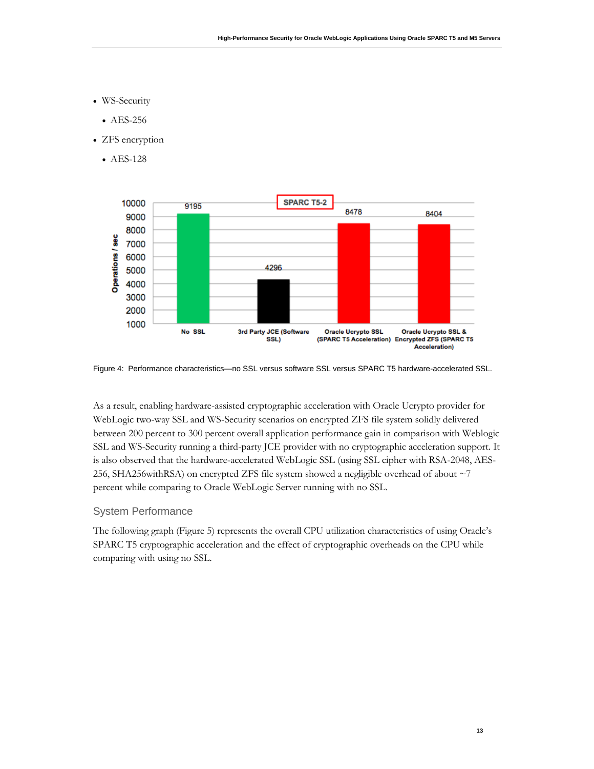- WS-Security
  - AES-256
- ZFS encryption
  - AES-128

Figure 4: Performance characteristics—no SSL versus software SSL versus SPARC T5 hardware-accelerated SSL.

As a result, enabling hardware-assisted cryptographic acceleration with Oracle Ucrypto provider for WebLogic two-way SSL and WS-Security scenarios on encrypted ZFS file system solidly delivered between 200 percent to 300 percent overall application performance gain in comparison with Weblogic SSL and WS-Security running a third-party JCE provider with no cryptographic acceleration support. It is also observed that the hardware-accelerated WebLogic SSL (using SSL cipher with RSA-2048, AES-256, SHA256withRSA) on encrypted ZFS file system showed a negligible overhead of about ~7 percent while comparing to Oracle WebLogic Server running with no SSL.

## System Performance

The following graph (Figure 5) represents the overall CPU utilization characteristics of using Oracle's SPARC T5 cryptographic acceleration and the effect of cryptographic overheads on the CPU while comparing with using no SSL.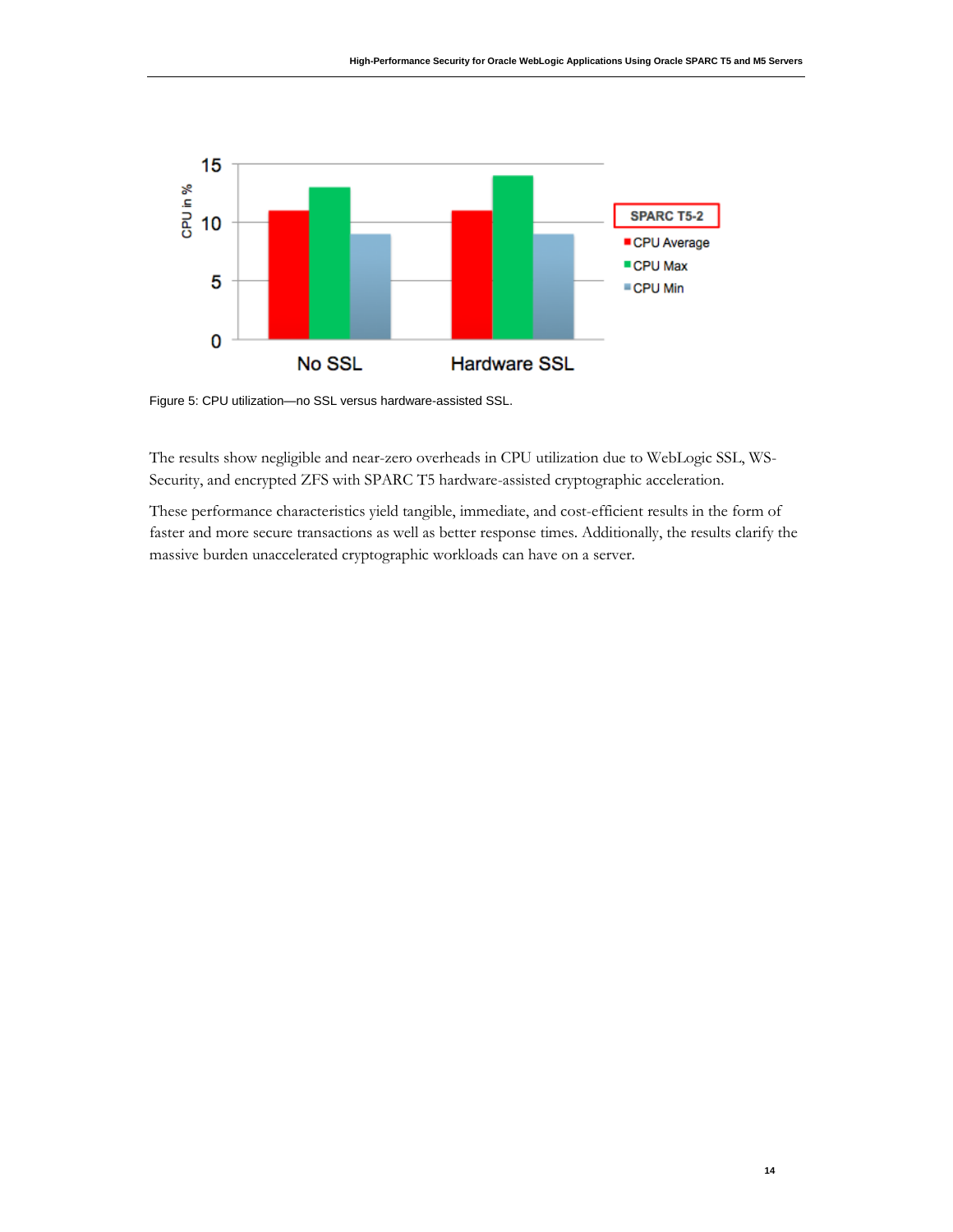Figure 5: CPU utilization—no SSL versus hardware-assisted SSL.

The results show negligible and near-zero overheads in CPU utilization due to WebLogic SSL, WS-Security, and encrypted ZFS with SPARC T5 hardware-assisted cryptographic acceleration.

These performance characteristics yield tangible, immediate, and cost-efficient results in the form of faster and more secure transactions as well as better response times. Additionally, the results clarify the massive burden unaccelerated cryptographic workloads can have on a server.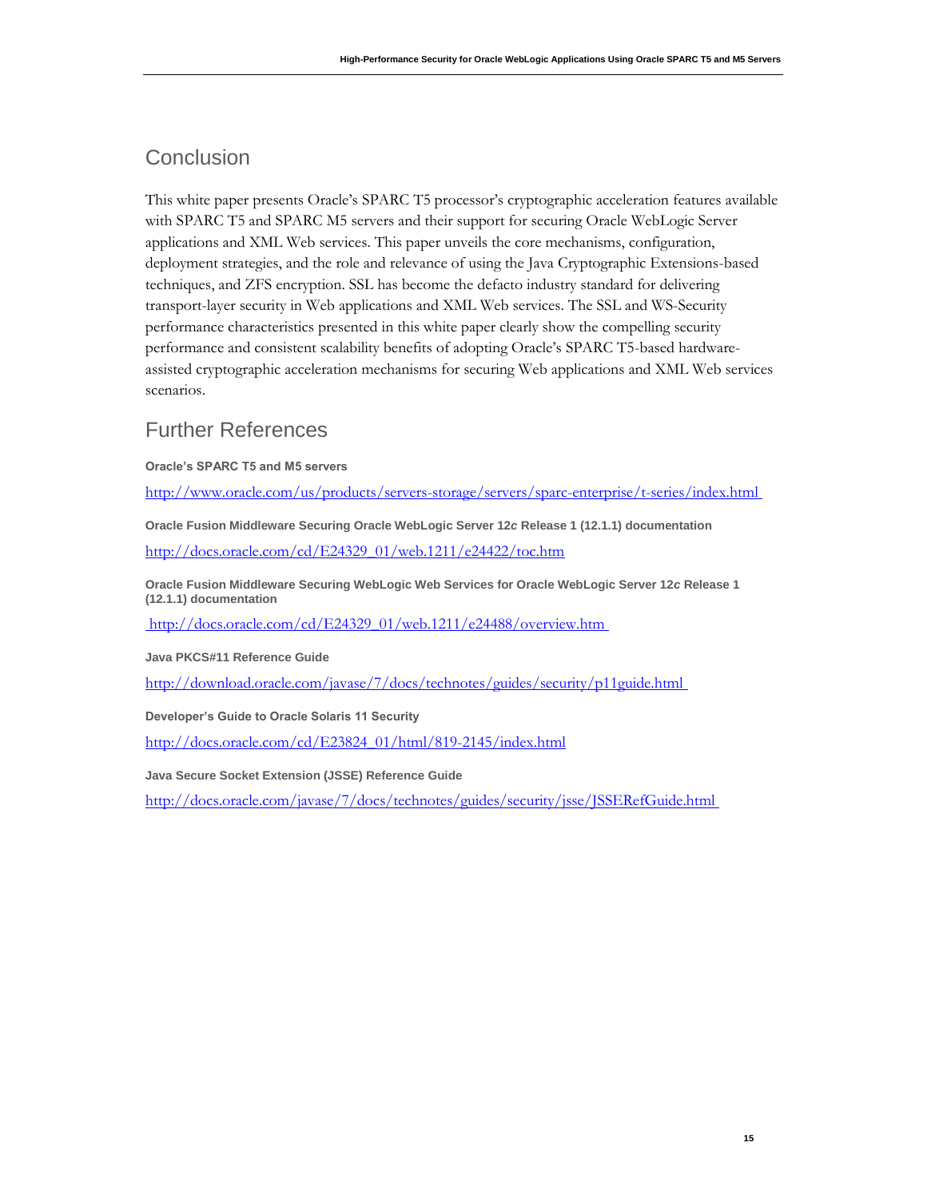## Conclusion

This white paper presents Oracle's SPARC T5 processor's cryptographic acceleration features available with SPARC T5 and SPARC M5 servers and their support for securing Oracle WebLogic Server applications and XML Web services. This paper unveils the core mechanisms, configuration, deployment strategies, and the role and relevance of using the Java Cryptographic Extensions-based techniques, and ZFS encryption. SSL has become the defacto industry standard for delivering transport-layer security in Web applications and XML Web services. The SSL and WS-Security performance characteristics presented in this white paper clearly show the compelling security performance and consistent scalability benefits of adopting Oracle's SPARC T5-based hardware-assisted cryptographic acceleration mechanisms for securing Web applications and XML Web services scenarios.

## Further References

**Oracle's SPARC T5 and M5 servers**

http://www.oracle.com/us/products/servers-storage/servers/sparc-enterprise/t-series/index.html

**Oracle Fusion Middleware Securing Oracle WebLogic Server 12*c* Release 1 (12.1.1) documentation**

http://docs.oracle.com/cd/E24329_01/web.1211/e24422/toc.htm

**Oracle Fusion Middleware Securing WebLogic Web Services for Oracle WebLogic Server 12*c* Release 1 (12.1.1) documentation**

http://docs.oracle.com/cd/E24329_01/web.1211/e24488/overview.htm

**Java PKCS#11 Reference Guide**

http://download.oracle.com/javase/7/docs/technotes/guides/security/p11guide.html

**Developer's Guide to Oracle Solaris 11 Security**

http://docs.oracle.com/cd/E23824_01/html/819-2145/index.html

**Java Secure Socket Extension (JSSE) Reference Guide**

http://docs.oracle.com/javase/7/docs/technotes/guides/security/jsse/JSSERefGuide.html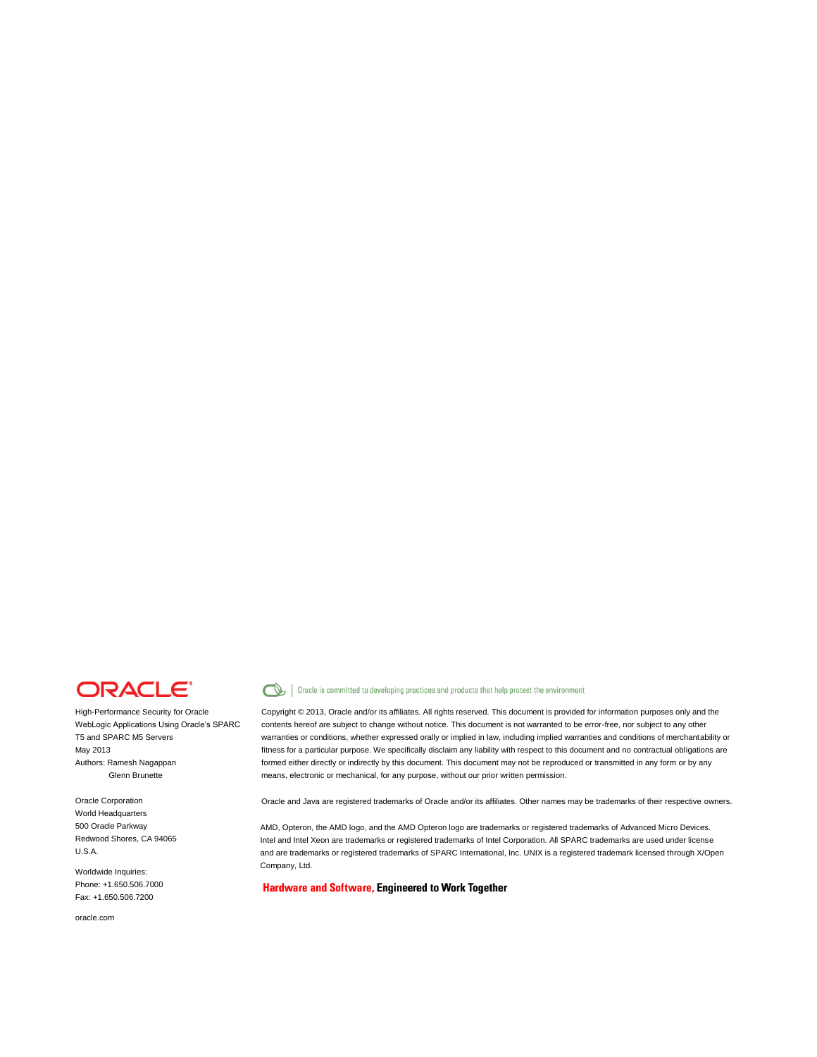ORACLE

Oracle is committed to developing practices and products that help protect the environment

High-Performance Security for Oracle WebLogic Applications Using Oracle's SPARC T5 and SPARC M5 Servers
May 2013
Authors: Ramesh Nagappan
Glenn Brunette

Oracle Corporation
World Headquarters
500 Oracle Parkway
Redwood Shores, CA 94065
U.S.A.

Worldwide Inquiries:
Phone: +1.650.506.7000
Fax: +1.650.506.7200

oracle.com

Copyright © 2013, Oracle and/or its affiliates. All rights reserved. This document is provided for information purposes only and the contents hereof are subject to change without notice. This document is not warranted to be error-free, nor subject to any other warranties or conditions, whether expressed orally or implied in law, including implied warranties and conditions of merchantability or fitness for a particular purpose. We specifically disclaim any liability with respect to this document and no contractual obligations are formed either directly or indirectly by this document. This document may not be reproduced or transmitted in any form or by any means, electronic or mechanical, for any purpose, without our prior written permission.

Oracle and Java are registered trademarks of Oracle and/or its affiliates. Other names may be trademarks of their respective owners.

AMD, Opteron, the AMD logo, and the AMD Opteron logo are trademarks or registered trademarks of Advanced Micro Devices. Intel and Intel Xeon are trademarks or registered trademarks of Intel Corporation. All SPARC trademarks are used under license and are trademarks or registered trademarks of SPARC International, Inc. UNIX is a registered trademark licensed through X/Open Company, Ltd.

**Hardware and Software, Engineered to Work Together**